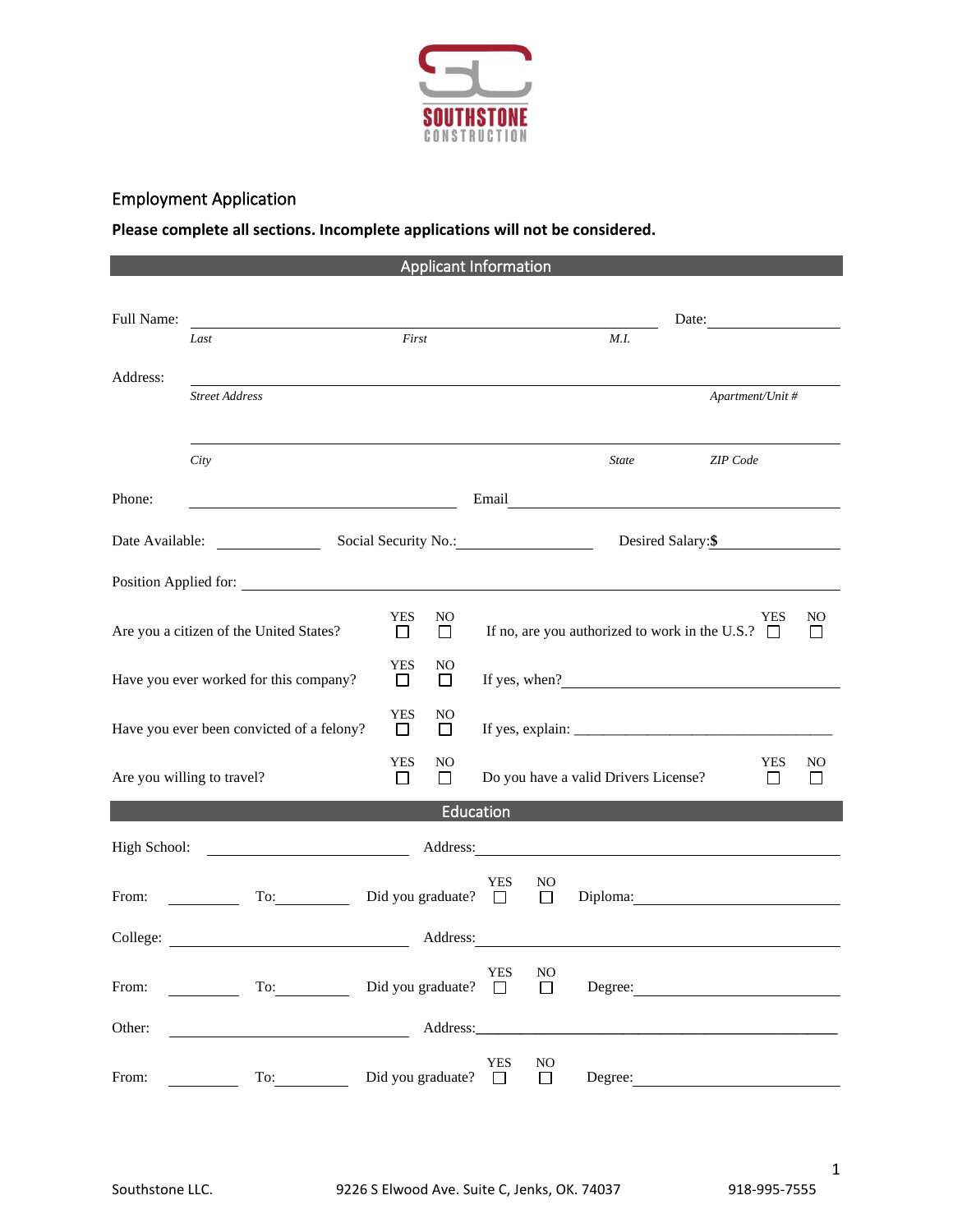SOUTHSTONE
CONSTRUCTION

## Employment Application

**Please complete all sections. Incomplete applications will not be considered.**

### Applicant Information

Full Name: ______________________________________________ Date: ____________
*Last* *First* *M.I.*

Address: ______________________________________________
*Street Address* *Apartment/Unit #*

______________________________________________
*City* *State* *ZIP Code*

Phone: ____________________ Email ____________________

Date Available: __________ Social Security No.: __________ Desired Salary: **$** __________

Position Applied for: ______________________________________________

Are you a citizen of the United States? YES ☐ NO ☐ If no, are you authorized to work in the U.S.? YES ☐ NO ☐

Have you ever worked for this company? YES ☐ NO ☐ If yes, when? ____________________

Have you ever been convicted of a felony? YES ☐ NO ☐ If yes, explain: ____________________

Are you willing to travel? YES ☐ NO ☐ Do you have a valid Drivers License? YES ☐ NO ☐

### Education

High School: ____________________ Address: ____________________

From: ________ To: ________ Did you graduate? YES ☐ NO ☐ Diploma: ____________________

College: ____________________ Address: ____________________

From: ________ To: ________ Did you graduate? YES ☐ NO ☐ Degree: ____________________

Other: ____________________ Address: ____________________

From: ________ To: ________ Did you graduate? YES ☐ NO ☐ Degree: ____________________

Southstone LLC. 9226 S Elwood Ave. Suite C, Jenks, OK. 74037 918-995-7555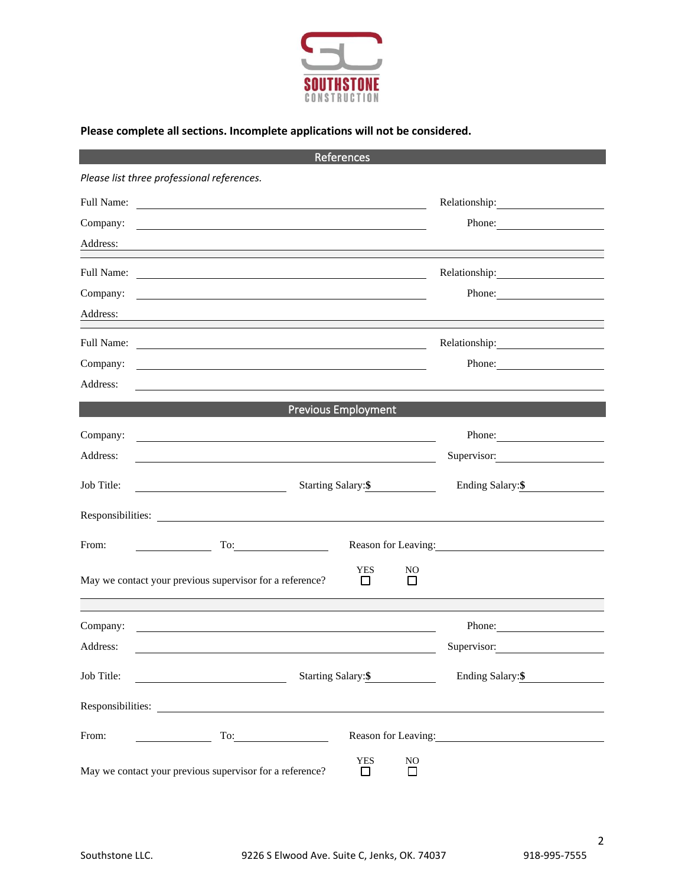**Please complete all sections. Incomplete applications will not be considered.**

## References

*Please list three professional references.*

Full Name: ______________________________ Relationship: ______________

Company: ______________________________ Phone: ______________

Address: ________________________________________________________

Full Name: ______________________________ Relationship: ______________

Company: ______________________________ Phone: ______________

Address: ________________________________________________________

Full Name: ______________________________ Relationship: ______________

Company: ______________________________ Phone: ______________

Address: ________________________________________________________

## Previous Employment

Company: ______________________________ Phone: ______________

Address: ______________________________ Supervisor: ______________

Job Title: ______________ Starting Salary:$ __________ Ending Salary:$ __________

Responsibilities: ________________________________________________

From: __________ To: __________ Reason for Leaving: ______________

May we contact your previous supervisor for a reference? YES ☐ NO ☐

Company: ______________________________ Phone: ______________

Address: ______________________________ Supervisor: ______________

Job Title: ______________ Starting Salary:$ __________ Ending Salary:$ __________

Responsibilities: ________________________________________________

From: __________ To: __________ Reason for Leaving: ______________

May we contact your previous supervisor for a reference? YES ☐ NO ☐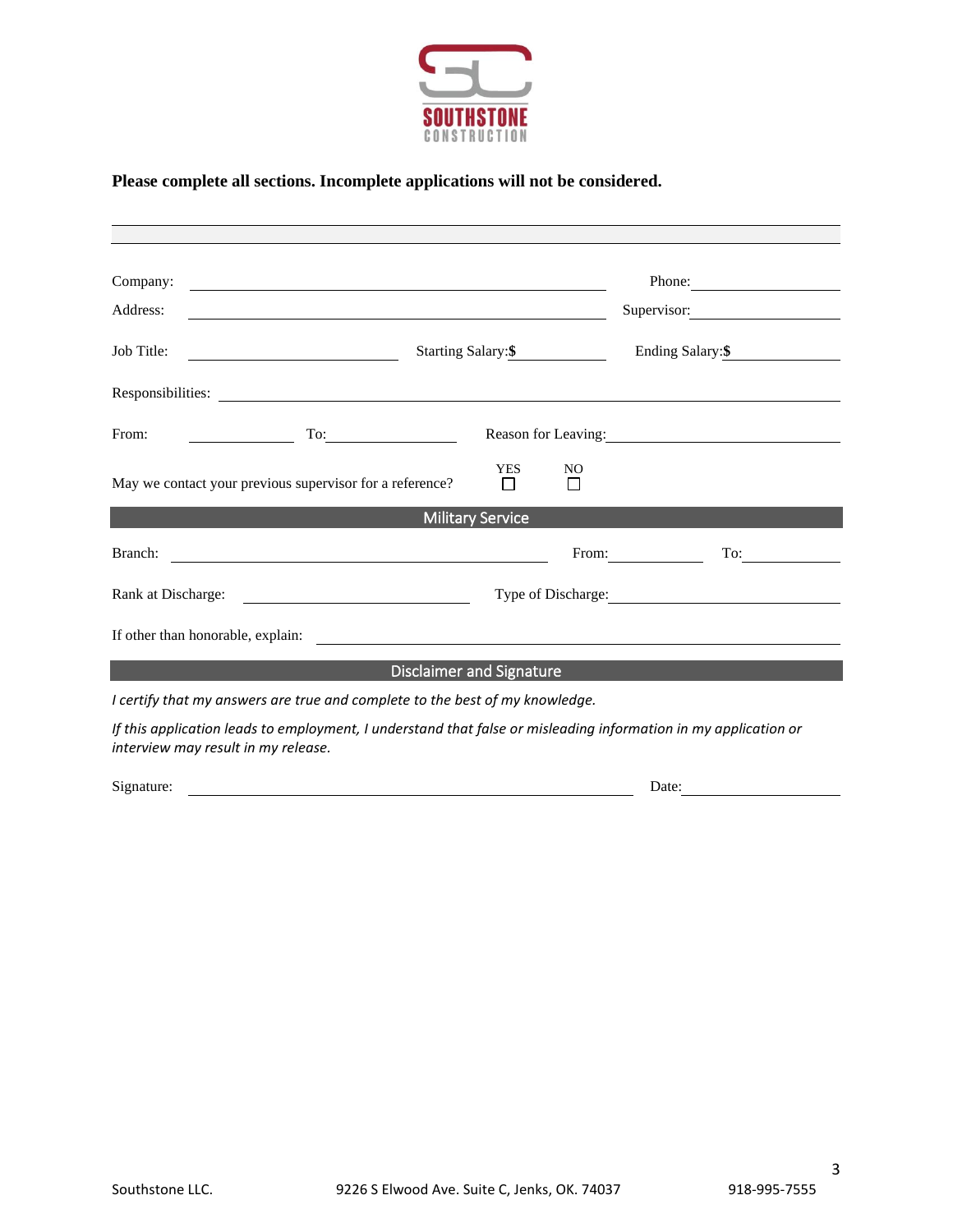**Please complete all sections. Incomplete applications will not be considered.**

Company: \_\_\_\_\_\_\_\_\_\_\_\_\_\_\_\_\_\_\_\_ Phone: \_\_\_\_\_\_\_\_\_\_

Address: \_\_\_\_\_\_\_\_\_\_\_\_\_\_\_\_\_\_\_\_ Supervisor: \_\_\_\_\_\_\_\_\_\_

Job Title: \_\_\_\_\_\_\_\_\_\_ Starting Salary: **$** \_\_\_\_\_\_\_\_ Ending Salary: **$** \_\_\_\_\_\_\_\_

Responsibilities: \_\_\_\_\_\_\_\_\_\_\_\_\_\_\_\_\_\_\_\_

From: \_\_\_\_\_\_\_\_ To: \_\_\_\_\_\_\_\_ Reason for Leaving: \_\_\_\_\_\_\_\_\_\_

May we contact your previous supervisor for a reference? YES ☐ NO ☐

## Military Service

Branch: \_\_\_\_\_\_\_\_\_\_\_\_\_\_\_\_\_\_\_\_ From: \_\_\_\_\_\_\_\_ To: \_\_\_\_\_\_\_\_

Rank at Discharge: \_\_\_\_\_\_\_\_\_\_ Type of Discharge: \_\_\_\_\_\_\_\_\_\_

If other than honorable, explain: \_\_\_\_\_\_\_\_\_\_\_\_\_\_\_\_\_\_\_\_

## Disclaimer and Signature

*I certify that my answers are true and complete to the best of my knowledge.*

*If this application leads to employment, I understand that false or misleading information in my application or interview may result in my release.*

Signature: \_\_\_\_\_\_\_\_\_\_\_\_\_\_\_\_\_\_\_\_ Date: \_\_\_\_\_\_\_\_\_\_